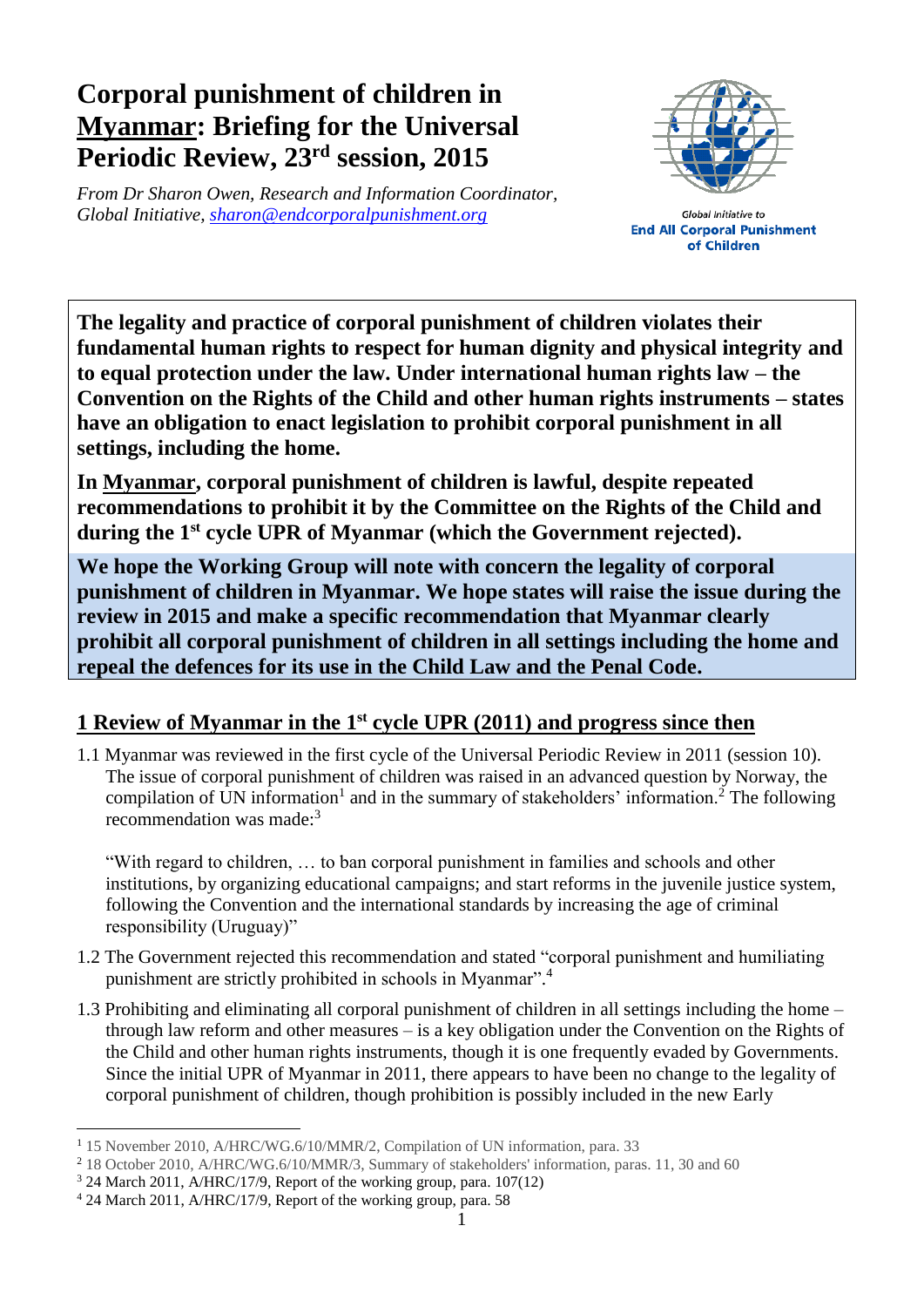# Corporal punishment of children in Myanmar: Briefing for the Universal Periodic Review, 23rd session, 2015

*From Dr Sharon Owen, Research and Information Coordinator, Global Initiative, sharon@endcorporalpunishment.org*

Global Initiative to **End All Corporal Punishment of Children**

**The legality and practice of corporal punishment of children violates their fundamental human rights to respect for human dignity and physical integrity and to equal protection under the law. Under international human rights law – the Convention on the Rights of the Child and other human rights instruments – states have an obligation to enact legislation to prohibit corporal punishment in all settings, including the home.**

**In Myanmar, corporal punishment of children is lawful, despite repeated recommendations to prohibit it by the Committee on the Rights of the Child and during the 1st cycle UPR of Myanmar (which the Government rejected).**

**We hope the Working Group will note with concern the legality of corporal punishment of children in Myanmar. We hope states will raise the issue during the review in 2015 and make a specific recommendation that Myanmar clearly prohibit all corporal punishment of children in all settings including the home and repeal the defences for its use in the Child Law and the Penal Code.**

## 1 Review of Myanmar in the 1st cycle UPR (2011) and progress since then

1.1 Myanmar was reviewed in the first cycle of the Universal Periodic Review in 2011 (session 10). The issue of corporal punishment of children was raised in an advanced question by Norway, the compilation of UN information[1] and in the summary of stakeholders' information.[2] The following recommendation was made:[3]

"With regard to children, … to ban corporal punishment in families and schools and other institutions, by organizing educational campaigns; and start reforms in the juvenile justice system, following the Convention and the international standards by increasing the age of criminal responsibility (Uruguay)"

1.2 The Government rejected this recommendation and stated "corporal punishment and humiliating punishment are strictly prohibited in schools in Myanmar".[4]

1.3 Prohibiting and eliminating all corporal punishment of children in all settings including the home – through law reform and other measures – is a key obligation under the Convention on the Rights of the Child and other human rights instruments, though it is one frequently evaded by Governments. Since the initial UPR of Myanmar in 2011, there appears to have been no change to the legality of corporal punishment of children, though prohibition is possibly included in the new Early

[1] 15 November 2010, A/HRC/WG.6/10/MMR/2, Compilation of UN information, para. 33

[2] 18 October 2010, A/HRC/WG.6/10/MMR/3, Summary of stakeholders' information, paras. 11, 30 and 60

[3] 24 March 2011, A/HRC/17/9, Report of the working group, para. 107(12)

[4] 24 March 2011, A/HRC/17/9, Report of the working group, para. 58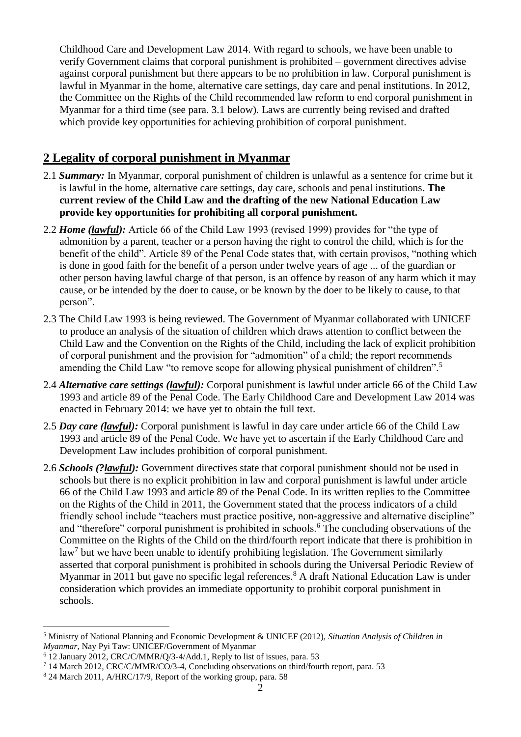Childhood Care and Development Law 2014. With regard to schools, we have been unable to verify Government claims that corporal punishment is prohibited – government directives advise against corporal punishment but there appears to be no prohibition in law. Corporal punishment is lawful in Myanmar in the home, alternative care settings, day care and penal institutions. In 2012, the Committee on the Rights of the Child recommended law reform to end corporal punishment in Myanmar for a third time (see para. 3.1 below). Laws are currently being revised and drafted which provide key opportunities for achieving prohibition of corporal punishment.

## 2 Legality of corporal punishment in Myanmar

2.1 ***Summary:*** In Myanmar, corporal punishment of children is unlawful as a sentence for crime but it is lawful in the home, alternative care settings, day care, schools and penal institutions. **The current review of the Child Law and the drafting of the new National Education Law provide key opportunities for prohibiting all corporal punishment.**

2.2 ***Home (lawful):*** Article 66 of the Child Law 1993 (revised 1999) provides for "the type of admonition by a parent, teacher or a person having the right to control the child, which is for the benefit of the child". Article 89 of the Penal Code states that, with certain provisos, "nothing which is done in good faith for the benefit of a person under twelve years of age ... of the guardian or other person having lawful charge of that person, is an offence by reason of any harm which it may cause, or be intended by the doer to cause, or be known by the doer to be likely to cause, to that person".

2.3 The Child Law 1993 is being reviewed. The Government of Myanmar collaborated with UNICEF to produce an analysis of the situation of children which draws attention to conflict between the Child Law and the Convention on the Rights of the Child, including the lack of explicit prohibition of corporal punishment and the provision for "admonition" of a child; the report recommends amending the Child Law "to remove scope for allowing physical punishment of children".[5]

2.4 ***Alternative care settings (lawful):*** Corporal punishment is lawful under article 66 of the Child Law 1993 and article 89 of the Penal Code. The Early Childhood Care and Development Law 2014 was enacted in February 2014: we have yet to obtain the full text.

2.5 ***Day care (lawful):*** Corporal punishment is lawful in day care under article 66 of the Child Law 1993 and article 89 of the Penal Code. We have yet to ascertain if the Early Childhood Care and Development Law includes prohibition of corporal punishment.

2.6 ***Schools (?lawful):*** Government directives state that corporal punishment should not be used in schools but there is no explicit prohibition in law and corporal punishment is lawful under article 66 of the Child Law 1993 and article 89 of the Penal Code. In its written replies to the Committee on the Rights of the Child in 2011, the Government stated that the process indicators of a child friendly school include "teachers must practice positive, non-aggressive and alternative discipline" and "therefore" corporal punishment is prohibited in schools.[6] The concluding observations of the Committee on the Rights of the Child on the third/fourth report indicate that there is prohibition in law[7] but we have been unable to identify prohibiting legislation. The Government similarly asserted that corporal punishment is prohibited in schools during the Universal Periodic Review of Myanmar in 2011 but gave no specific legal references.[8] A draft National Education Law is under consideration which provides an immediate opportunity to prohibit corporal punishment in schools.

---

[5] Ministry of National Planning and Economic Development & UNICEF (2012), *Situation Analysis of Children in Myanmar*, Nay Pyi Taw: UNICEF/Government of Myanmar

[6] 12 January 2012, CRC/C/MMR/Q/3-4/Add.1, Reply to list of issues, para. 53

[7] 14 March 2012, CRC/C/MMR/CO/3-4, Concluding observations on third/fourth report, para. 53

[8] 24 March 2011, A/HRC/17/9, Report of the working group, para. 58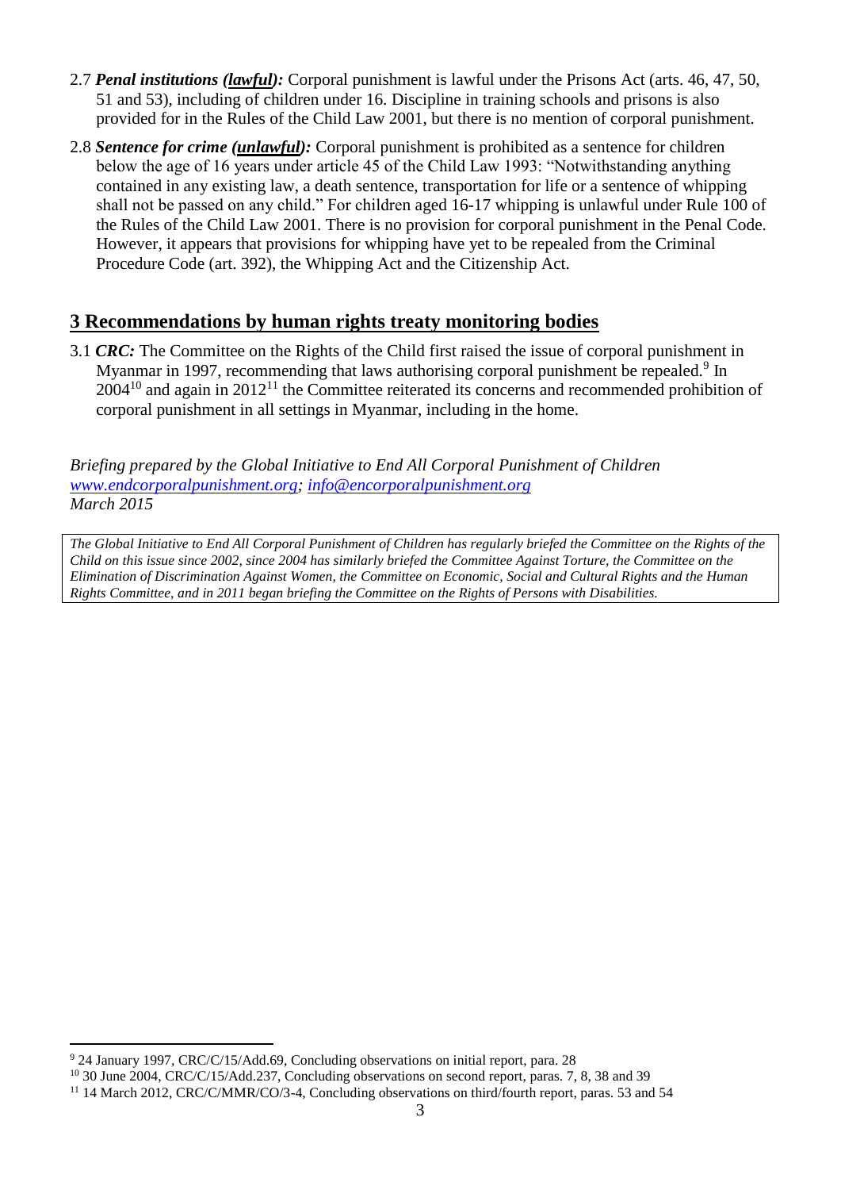2.7 ***Penal institutions (lawful):*** Corporal punishment is lawful under the Prisons Act (arts. 46, 47, 50, 51 and 53), including of children under 16. Discipline in training schools and prisons is also provided for in the Rules of the Child Law 2001, but there is no mention of corporal punishment.

2.8 ***Sentence for crime (unlawful):*** Corporal punishment is prohibited as a sentence for children below the age of 16 years under article 45 of the Child Law 1993: "Notwithstanding anything contained in any existing law, a death sentence, transportation for life or a sentence of whipping shall not be passed on any child." For children aged 16-17 whipping is unlawful under Rule 100 of the Rules of the Child Law 2001. There is no provision for corporal punishment in the Penal Code. However, it appears that provisions for whipping have yet to be repealed from the Criminal Procedure Code (art. 392), the Whipping Act and the Citizenship Act.

## 3 Recommendations by human rights treaty monitoring bodies

3.1 ***CRC:*** The Committee on the Rights of the Child first raised the issue of corporal punishment in Myanmar in 1997, recommending that laws authorising corporal punishment be repealed.[9] In 2004[10] and again in 2012[11] the Committee reiterated its concerns and recommended prohibition of corporal punishment in all settings in Myanmar, including in the home.

*Briefing prepared by the Global Initiative to End All Corporal Punishment of Children*
*www.endcorporalpunishment.org; info@encorporalpunishment.org*
*March 2015*

*The Global Initiative to End All Corporal Punishment of Children has regularly briefed the Committee on the Rights of the Child on this issue since 2002, since 2004 has similarly briefed the Committee Against Torture, the Committee on the Elimination of Discrimination Against Women, the Committee on Economic, Social and Cultural Rights and the Human Rights Committee, and in 2011 began briefing the Committee on the Rights of Persons with Disabilities.*

[9] 24 January 1997, CRC/C/15/Add.69, Concluding observations on initial report, para. 28
[10] 30 June 2004, CRC/C/15/Add.237, Concluding observations on second report, paras. 7, 8, 38 and 39
[11] 14 March 2012, CRC/C/MMR/CO/3-4, Concluding observations on third/fourth report, paras. 53 and 54